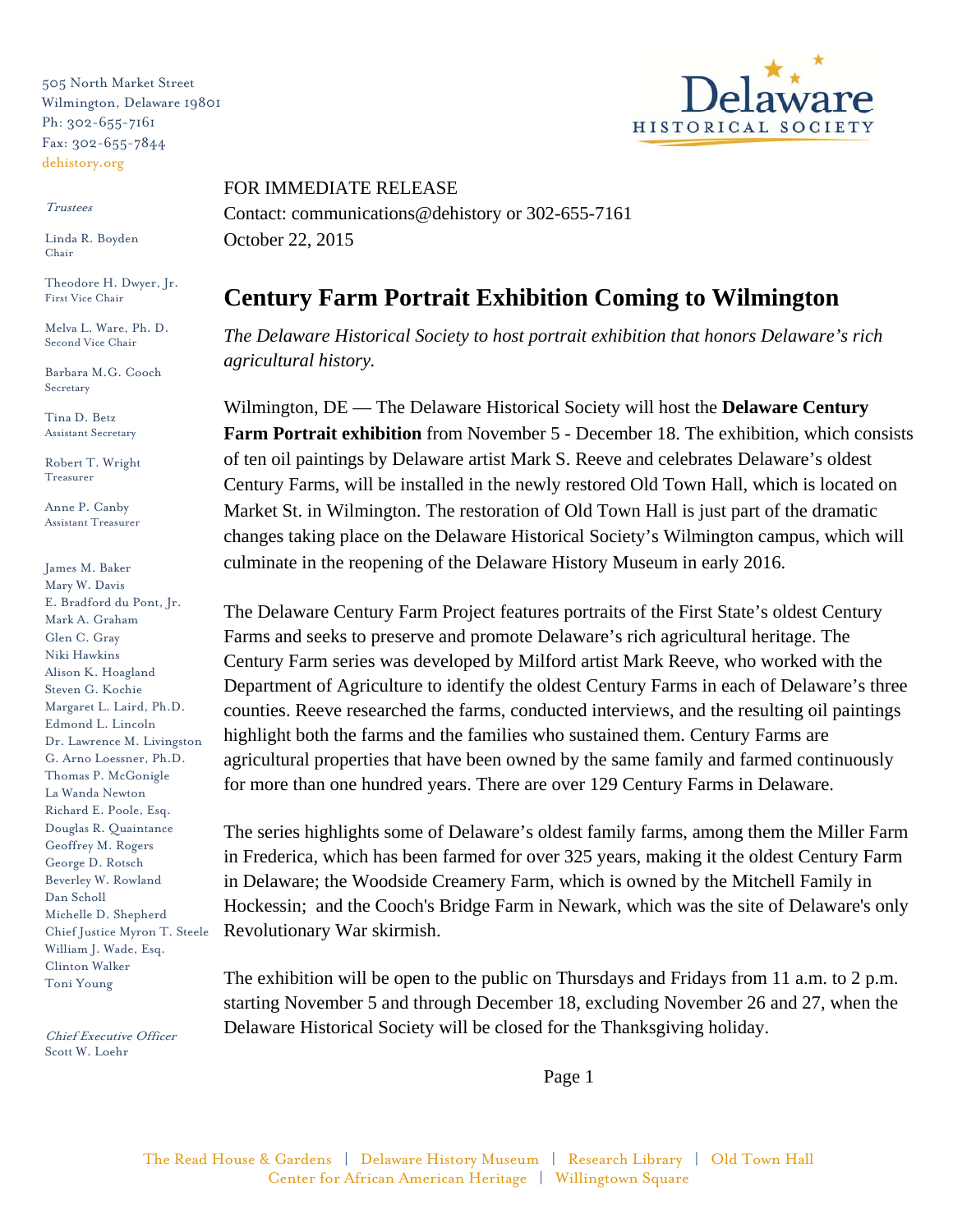505 North Market Street
Wilmington, Delaware 19801
Ph: 302-655-7161
Fax: 302-655-7844
dehistory.org

*Trustees*

Linda R. Boyden
Chair

Theodore H. Dwyer, Jr.
First Vice Chair

Melva L. Ware, Ph. D.
Second Vice Chair

Barbara M.G. Cooch
Secretary

Tina D. Betz
Assistant Secretary

Robert T. Wright
Treasurer

Anne P. Canby
Assistant Treasurer

James M. Baker
Mary W. Davis
E. Bradford du Pont, Jr.
Mark A. Graham
Glen C. Gray
Niki Hawkins
Alison K. Hoagland
Steven G. Kochie
Margaret L. Laird, Ph.D.
Edmond L. Lincoln
Dr. Lawrence M. Livingston
G. Arno Loessner, Ph.D.
Thomas P. McGonigle
La Wanda Newton
Richard E. Poole, Esq.
Douglas R. Quaintance
Geoffrey M. Rogers
George D. Rotsch
Beverley W. Rowland
Dan Scholl
Michelle D. Shepherd
Chief Justice Myron T. Steele
William J. Wade, Esq.
Clinton Walker
Toni Young

*Chief Executive Officer*
Scott W. Loehr

Delaware HISTORICAL SOCIETY

FOR IMMEDIATE RELEASE
Contact: communications@dehistory or 302-655-7161
October 22, 2015

# Century Farm Portrait Exhibition Coming to Wilmington

*The Delaware Historical Society to host portrait exhibition that honors Delaware's rich agricultural history.*

Wilmington, DE — The Delaware Historical Society will host the **Delaware Century Farm Portrait exhibition** from November 5 - December 18. The exhibition, which consists of ten oil paintings by Delaware artist Mark S. Reeve and celebrates Delaware's oldest Century Farms, will be installed in the newly restored Old Town Hall, which is located on Market St. in Wilmington. The restoration of Old Town Hall is just part of the dramatic changes taking place on the Delaware Historical Society's Wilmington campus, which will culminate in the reopening of the Delaware History Museum in early 2016.

The Delaware Century Farm Project features portraits of the First State's oldest Century Farms and seeks to preserve and promote Delaware's rich agricultural heritage. The Century Farm series was developed by Milford artist Mark Reeve, who worked with the Department of Agriculture to identify the oldest Century Farms in each of Delaware's three counties. Reeve researched the farms, conducted interviews, and the resulting oil paintings highlight both the farms and the families who sustained them. Century Farms are agricultural properties that have been owned by the same family and farmed continuously for more than one hundred years. There are over 129 Century Farms in Delaware.

The series highlights some of Delaware's oldest family farms, among them the Miller Farm in Frederica, which has been farmed for over 325 years, making it the oldest Century Farm in Delaware; the Woodside Creamery Farm, which is owned by the Mitchell Family in Hockessin; and the Cooch's Bridge Farm in Newark, which was the site of Delaware's only Revolutionary War skirmish.

The exhibition will be open to the public on Thursdays and Fridays from 11 a.m. to 2 p.m. starting November 5 and through December 18, excluding November 26 and 27, when the Delaware Historical Society will be closed for the Thanksgiving holiday.

The Read House & Gardens | Delaware History Museum | Research Library | Old Town Hall
Center for African American Heritage | Willingtown Square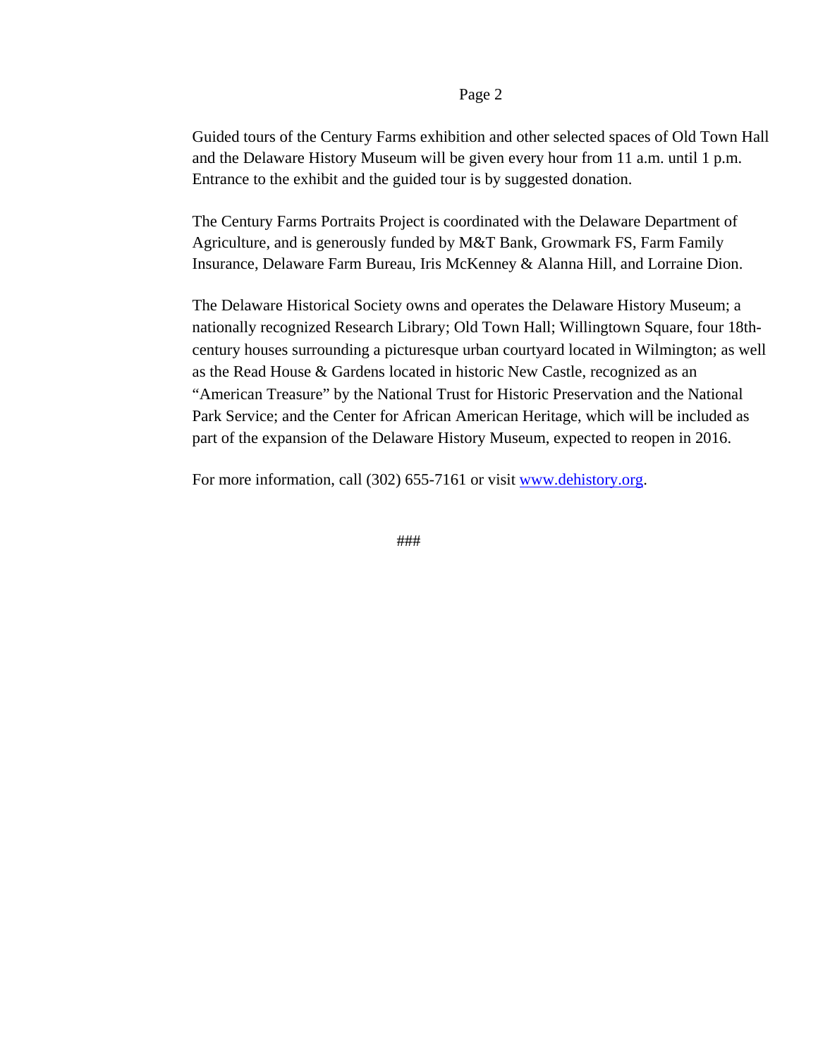Guided tours of the Century Farms exhibition and other selected spaces of Old Town Hall and the Delaware History Museum will be given every hour from 11 a.m. until 1 p.m. Entrance to the exhibit and the guided tour is by suggested donation.

The Century Farms Portraits Project is coordinated with the Delaware Department of Agriculture, and is generously funded by M&T Bank, Growmark FS, Farm Family Insurance, Delaware Farm Bureau, Iris McKenney & Alanna Hill, and Lorraine Dion.

The Delaware Historical Society owns and operates the Delaware History Museum; a nationally recognized Research Library; Old Town Hall; Willingtown Square, four 18th-century houses surrounding a picturesque urban courtyard located in Wilmington; as well as the Read House & Gardens located in historic New Castle, recognized as an "American Treasure" by the National Trust for Historic Preservation and the National Park Service; and the Center for African American Heritage, which will be included as part of the expansion of the Delaware History Museum, expected to reopen in 2016.

For more information, call (302) 655-7161 or visit [www.dehistory.org](http://www.dehistory.org).

###